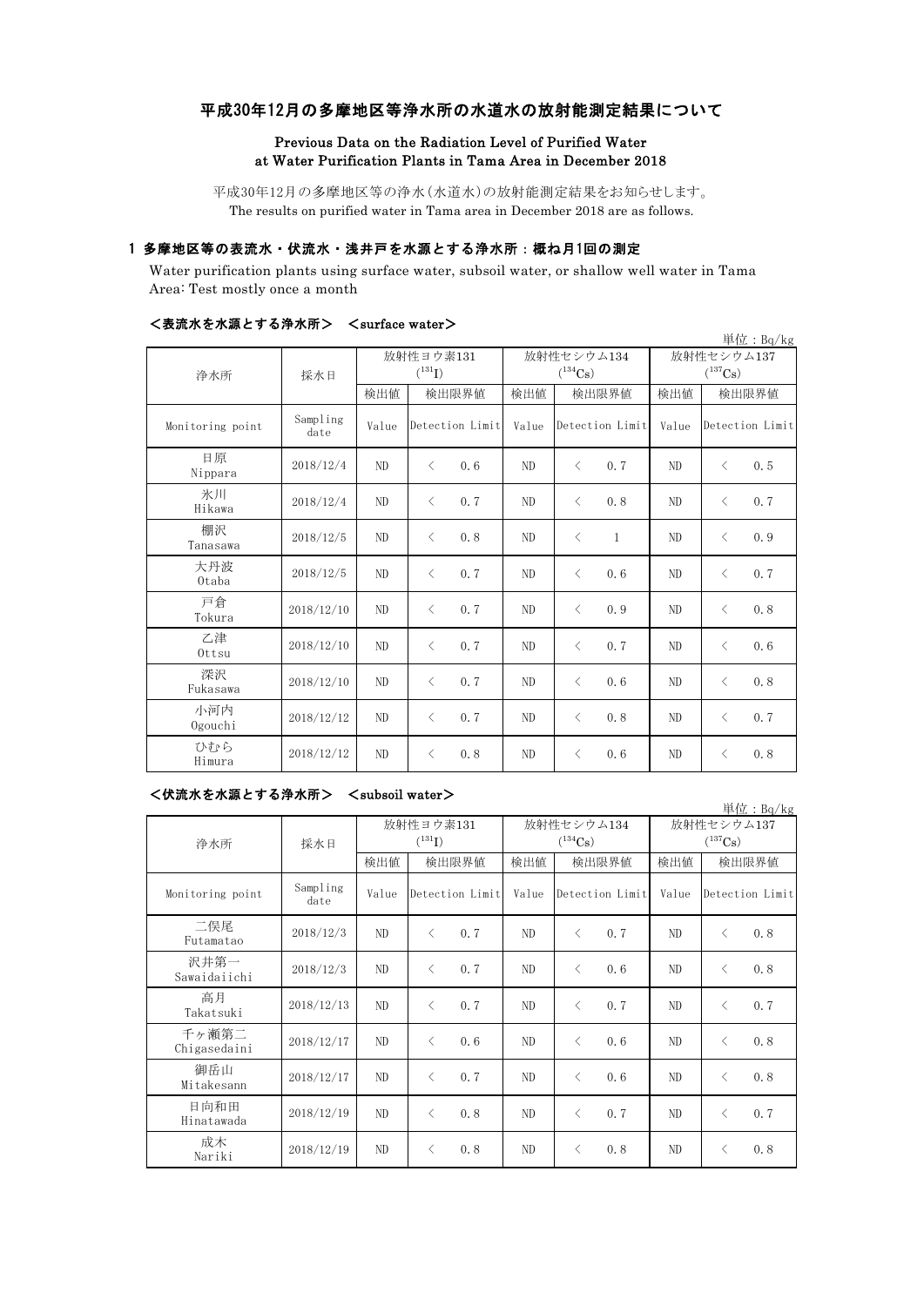# 平成30年12月の多摩地区等浄水所の水道水の放射能測定結果について

## Previous Data on the Radiation Level of Purified Water at Water Purification Plants in Tama Area in December 2018

平成30年12月の多摩地区等の浄水(水道水)の放射能測定結果をお知らせします。
The results on purified water in Tama area in December 2018 are as follows.

### 1 多摩地区等の表流水・伏流水・浅井戸を水源とする浄水所：概ね月1回の測定

Water purification plants using surface water, subsoil water, or shallow well water in Tama Area: Test mostly once a month

#### ＜表流水を水源とする浄水所＞ ＜surface water＞

単位：Bq/kg

| 浄水所 | 採水日 | 放射性ヨウ素131 ($^{131}I$) | | 放射性セシウム134 ($^{134}Cs$) | | 放射性セシウム137 ($^{137}Cs$) | |
|---|---|---|---|---|---|---|---|
| | | 検出値 | 検出限界値 | 検出値 | 検出限界値 | 検出値 | 検出限界値 |
| Monitoring point | Sampling date | Value | Detection Limit | Value | Detection Limit | Value | Detection Limit |
| 日原 Nippara | 2018/12/4 | ND | ＜ 0.6 | ND | ＜ 0.7 | ND | ＜ 0.5 |
| 氷川 Hikawa | 2018/12/4 | ND | ＜ 0.7 | ND | ＜ 0.8 | ND | ＜ 0.7 |
| 棚沢 Tanasawa | 2018/12/5 | ND | ＜ 0.8 | ND | ＜ 1 | ND | ＜ 0.9 |
| 大丹波 Otaba | 2018/12/5 | ND | ＜ 0.7 | ND | ＜ 0.6 | ND | ＜ 0.7 |
| 戸倉 Tokura | 2018/12/10 | ND | ＜ 0.7 | ND | ＜ 0.9 | ND | ＜ 0.8 |
| 乙津 Ottsu | 2018/12/10 | ND | ＜ 0.7 | ND | ＜ 0.7 | ND | ＜ 0.6 |
| 深沢 Fukasawa | 2018/12/10 | ND | ＜ 0.7 | ND | ＜ 0.6 | ND | ＜ 0.8 |
| 小河内 Ogouchi | 2018/12/12 | ND | ＜ 0.7 | ND | ＜ 0.8 | ND | ＜ 0.7 |
| ひむら Himura | 2018/12/12 | ND | ＜ 0.8 | ND | ＜ 0.6 | ND | ＜ 0.8 |

#### ＜伏流水を水源とする浄水所＞ ＜subsoil water＞

単位：Bq/kg

| 浄水所 | 採水日 | 放射性ヨウ素131 ($^{131}I$) | | 放射性セシウム134 ($^{134}Cs$) | | 放射性セシウム137 ($^{137}Cs$) | |
|---|---|---|---|---|---|---|---|
| | | 検出値 | 検出限界値 | 検出値 | 検出限界値 | 検出値 | 検出限界値 |
| Monitoring point | Sampling date | Value | Detection Limit | Value | Detection Limit | Value | Detection Limit |
| 二俣尾 Futamatao | 2018/12/3 | ND | ＜ 0.7 | ND | ＜ 0.7 | ND | ＜ 0.8 |
| 沢井第一 Sawaidaiichi | 2018/12/3 | ND | ＜ 0.7 | ND | ＜ 0.6 | ND | ＜ 0.8 |
| 高月 Takatsuki | 2018/12/13 | ND | ＜ 0.7 | ND | ＜ 0.7 | ND | ＜ 0.7 |
| 千ヶ瀬第二 Chigasedaini | 2018/12/17 | ND | ＜ 0.6 | ND | ＜ 0.6 | ND | ＜ 0.8 |
| 御岳山 Mitakesann | 2018/12/17 | ND | ＜ 0.7 | ND | ＜ 0.6 | ND | ＜ 0.8 |
| 日向和田 Hinatawada | 2018/12/19 | ND | ＜ 0.8 | ND | ＜ 0.7 | ND | ＜ 0.7 |
| 成木 Nariki | 2018/12/19 | ND | ＜ 0.8 | ND | ＜ 0.8 | ND | ＜ 0.8 |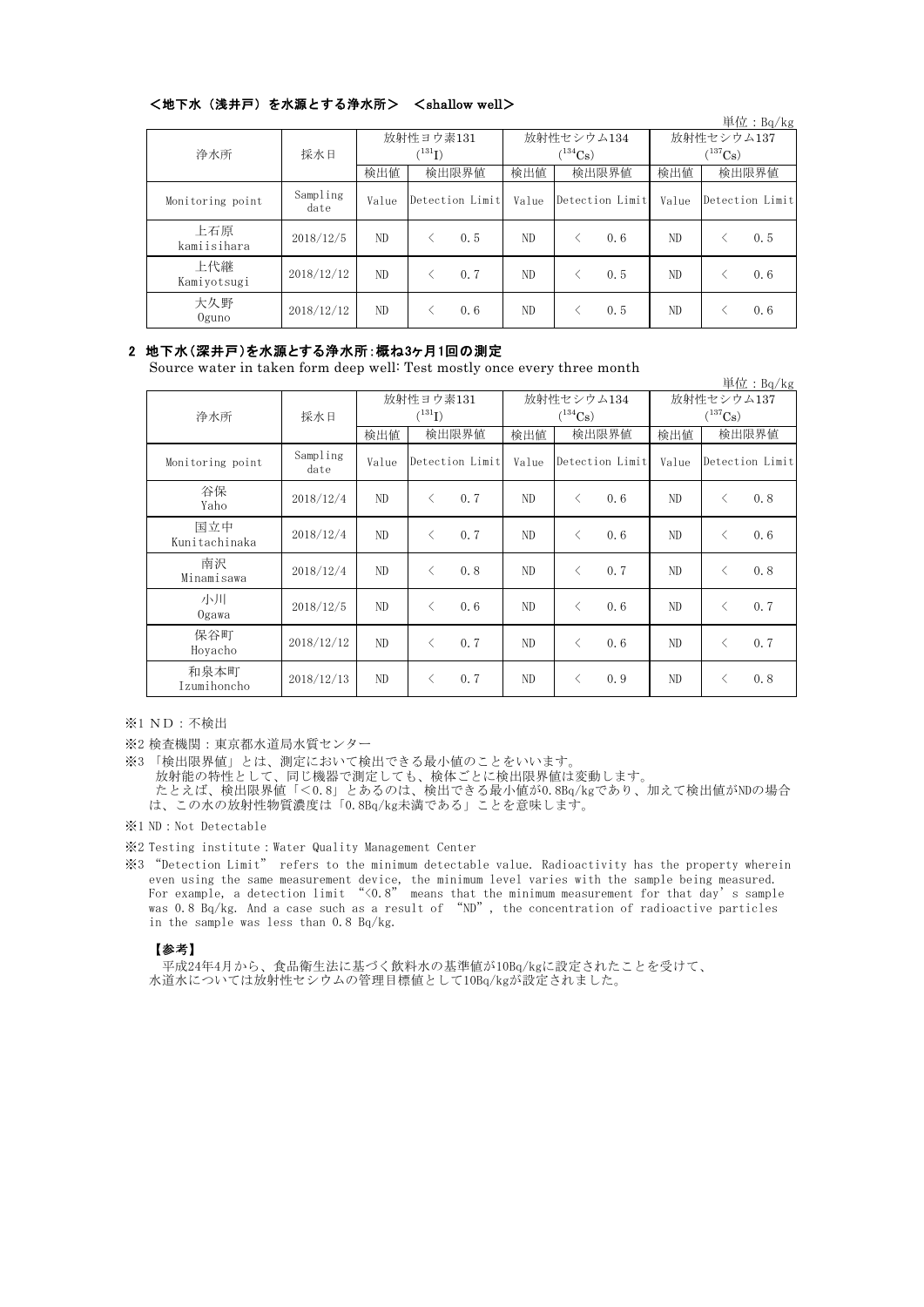## ＜地下水（浅井戸）を水源とする浄水所＞　＜shallow well＞

単位：Bq/kg

| 浄水所 | 採水日 | 放射性ヨウ素131 ($^{131}I$) | | 放射性セシウム134 ($^{134}Cs$) | | 放射性セシウム137 ($^{137}Cs$) | |
|---|---|---|---|---|---|---|---|
| | | 検出値 | 検出限界値 | 検出値 | 検出限界値 | 検出値 | 検出限界値 |
| Monitoring point | Sampling date | Value | Detection Limit | Value | Detection Limit | Value | Detection Limit |
| 上石原 kamiisihara | 2018/12/5 | ND | ＜ 0.5 | ND | ＜ 0.6 | ND | ＜ 0.5 |
| 上代継 Kamiyotsugi | 2018/12/12 | ND | ＜ 0.7 | ND | ＜ 0.5 | ND | ＜ 0.6 |
| 大久野 Oguno | 2018/12/12 | ND | ＜ 0.6 | ND | ＜ 0.5 | ND | ＜ 0.6 |

## 2 地下水(深井戸)を水源とする浄水所:概ね3ヶ月1回の測定

Source water in taken form deep well: Test mostly once every three month

単位：Bq/kg

| 浄水所 | 採水日 | 放射性ヨウ素131 ($^{131}I$) | | 放射性セシウム134 ($^{134}Cs$) | | 放射性セシウム137 ($^{137}Cs$) | |
|---|---|---|---|---|---|---|---|
| | | 検出値 | 検出限界値 | 検出値 | 検出限界値 | 検出値 | 検出限界値 |
| Monitoring point | Sampling date | Value | Detection Limit | Value | Detection Limit | Value | Detection Limit |
| 谷保 Yaho | 2018/12/4 | ND | ＜ 0.7 | ND | ＜ 0.6 | ND | ＜ 0.8 |
| 国立中 Kunitachinaka | 2018/12/4 | ND | ＜ 0.7 | ND | ＜ 0.6 | ND | ＜ 0.6 |
| 南沢 Minamisawa | 2018/12/4 | ND | ＜ 0.8 | ND | ＜ 0.7 | ND | ＜ 0.8 |
| 小川 Ogawa | 2018/12/5 | ND | ＜ 0.6 | ND | ＜ 0.6 | ND | ＜ 0.7 |
| 保谷町 Hoyacho | 2018/12/12 | ND | ＜ 0.7 | ND | ＜ 0.6 | ND | ＜ 0.7 |
| 和泉本町 Izumihoncho | 2018/12/13 | ND | ＜ 0.7 | ND | ＜ 0.9 | ND | ＜ 0.8 |

※1 ＮＤ：不検出

※2 検査機関：東京都水道局水質センター

※3 「検出限界値」とは、測定において検出できる最小値のことをいいます。
放射能の特性として、同じ機器で測定しても、検体ごとに検出限界値は変動します。
たとえば、検出限界値「＜0.8」とあるのは、検出できる最小値が0.8Bq/kgであり、加えて検出値がNDの場合は、この水の放射性物質濃度は「0.8Bq/kg未満である」ことを意味します。

※1 ND：Not Detectable

※2 Testing institute：Water Quality Management Center

※3 "Detection Limit" refers to the minimum detectable value. Radioactivity has the property wherein even using the same measurement device, the minimum level varies with the sample being measured. For example, a detection limit "<0.8" means that the minimum measurement for that day's sample was 0.8 Bq/kg. And a case such as a result of "ND", the concentration of radioactive particles in the sample was less than 0.8 Bq/kg.

【参考】

平成24年4月から、食品衛生法に基づく飲料水の基準値が10Bq/kgに設定されたことを受けて、水道水については放射性セシウムの管理目標値として10Bq/kgが設定されました。